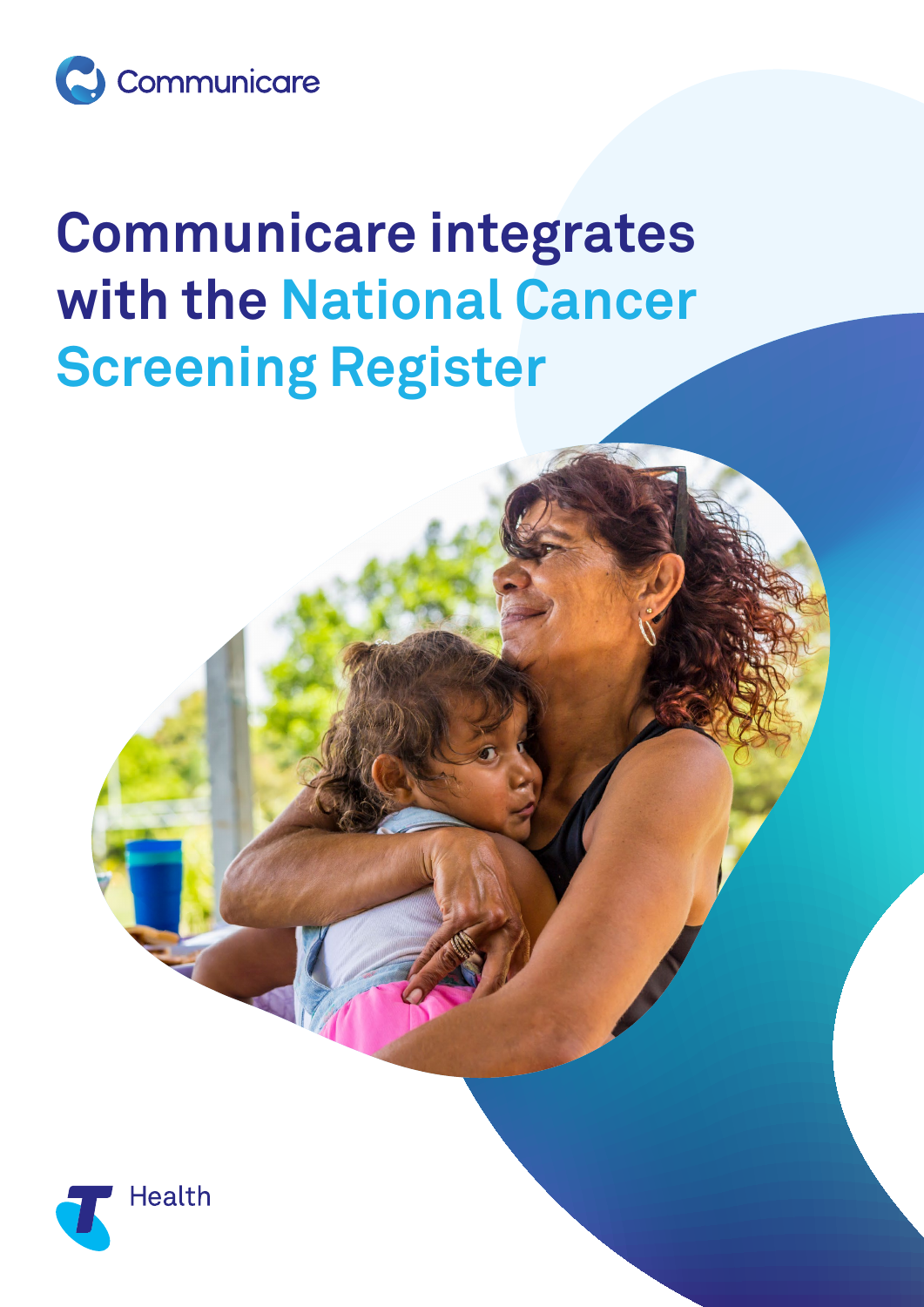Communicare

# Communicare integrates with the National Cancer Screening Register

Health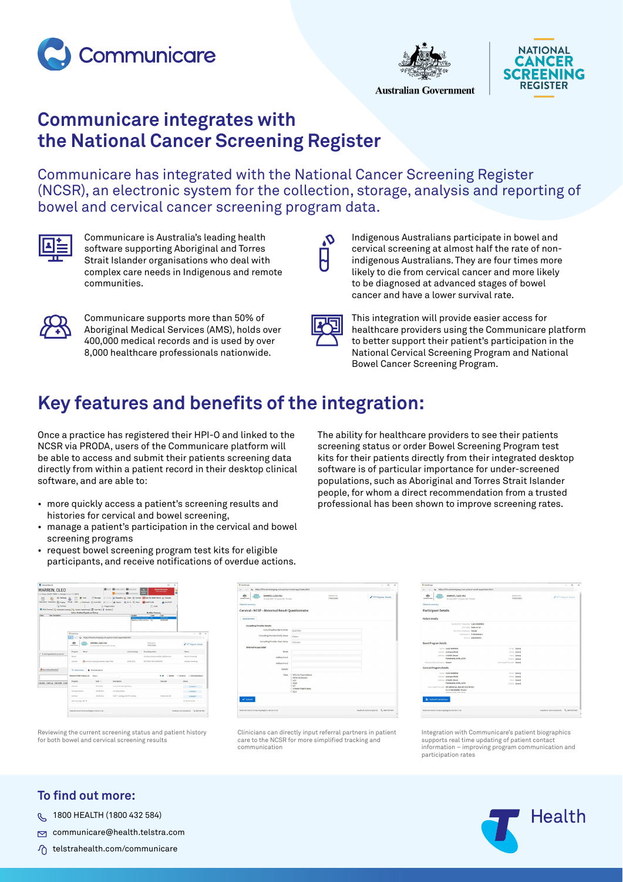Communicare

Australian Government

NATIONAL CANCER SCREENING REGISTER

# Communicare integrates with the National Cancer Screening Register

Communicare has integrated with the National Cancer Screening Register (NCSR), an electronic system for the collection, storage, analysis and reporting of bowel and cervical cancer screening program data.

Communicare is Australia's leading health software supporting Aboriginal and Torres Strait Islander organisations who deal with complex care needs in Indigenous and remote communities.

Communicare supports more than 50% of Aboriginal Medical Services (AMS), holds over 400,000 medical records and is used by over 8,000 healthcare professionals nationwide.

Indigenous Australians participate in bowel and cervical screening at almost half the rate of non-indigenous Australians. They are four times more likely to die from cervical cancer and more likely to be diagnosed at advanced stages of bowel cancer and have a lower survival rate.

This integration will provide easier access for healthcare providers using the Communicare platform to better support their patient's participation in the National Cervical Screening Program and National Bowel Cancer Screening Program.

## Key features and benefits of the integration:

Once a practice has registered their HPI-O and linked to the NCSR via PRODA, users of the Communicare platform will be able to access and submit their patients screening data directly from within a patient record in their desktop clinical software, and are able to:

- more quickly access a patient's screening results and histories for cervical and bowel screening,
- manage a patient's participation in the cervical and bowel screening programs
- request bowel screening program test kits for eligible participants, and receive notifications of overdue actions.

The ability for healthcare providers to see their patients screening status or order Bowel Screening Program test kits for their patients directly from their integrated desktop software is of particular importance for under-screened populations, such as Aboriginal and Torres Strait Islander people, for whom a direct recommendation from a trusted professional has been shown to improve screening rates.

Reviewing the current screening status and patient history for both bowel and cervical screening results

Clinicians can directly input referral partners in patient care to the NCSR for more simplified tracking and communication

Integration with Communicare's patient biographics supports real time updating of patient contact information – improving program communication and participation rates

## To find out more:

1800 HEALTH (1800 432 584)

communicare@health.telstra.com

telstrahealth.com/communicare

Health